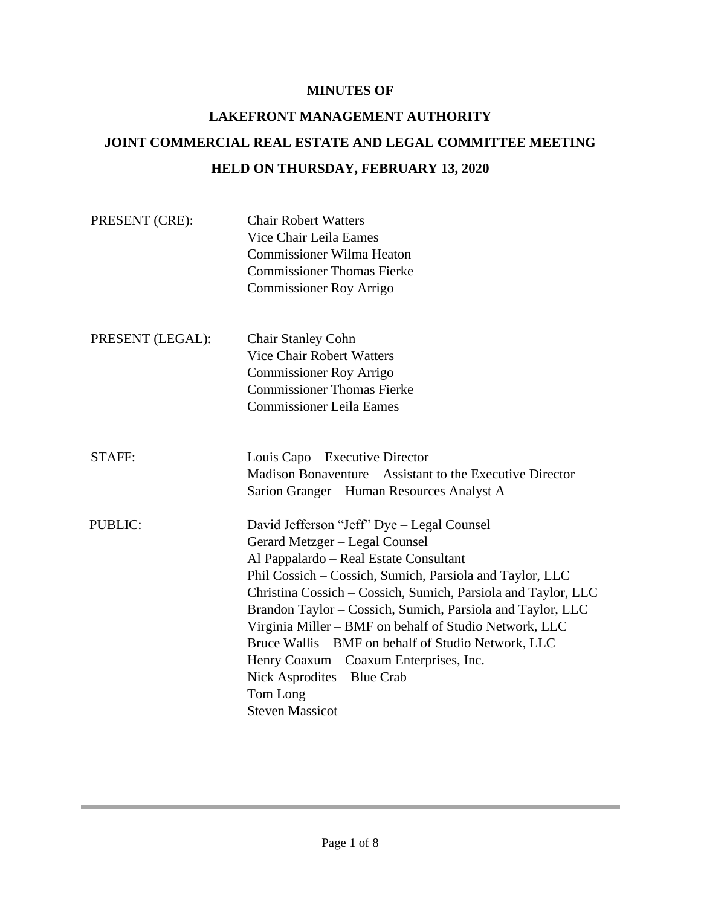**MINUTES OF**

**LAKEFRONT MANAGEMENT AUTHORITY**

**JOINT COMMERCIAL REAL ESTATE AND LEGAL COMMITTEE MEETING**

**HELD ON THURSDAY, FEBRUARY 13, 2020**

| | |
|---|---|
| PRESENT (CRE): | Chair Robert Watters<br>Vice Chair Leila Eames<br>Commissioner Wilma Heaton<br>Commissioner Thomas Fierke<br>Commissioner Roy Arrigo |
| PRESENT (LEGAL): | Chair Stanley Cohn<br>Vice Chair Robert Watters<br>Commissioner Roy Arrigo<br>Commissioner Thomas Fierke<br>Commissioner Leila Eames |
| STAFF: | Louis Capo – Executive Director<br>Madison Bonaventure – Assistant to the Executive Director<br>Sarion Granger – Human Resources Analyst A |
| PUBLIC: | David Jefferson "Jeff" Dye – Legal Counsel<br>Gerard Metzger – Legal Counsel<br>Al Pappalardo – Real Estate Consultant<br>Phil Cossich – Cossich, Sumich, Parsiola and Taylor, LLC<br>Christina Cossich – Cossich, Sumich, Parsiola and Taylor, LLC<br>Brandon Taylor – Cossich, Sumich, Parsiola and Taylor, LLC<br>Virginia Miller – BMF on behalf of Studio Network, LLC<br>Bruce Wallis – BMF on behalf of Studio Network, LLC<br>Henry Coaxum – Coaxum Enterprises, Inc.<br>Nick Asprodites – Blue Crab<br>Tom Long<br>Steven Massicot |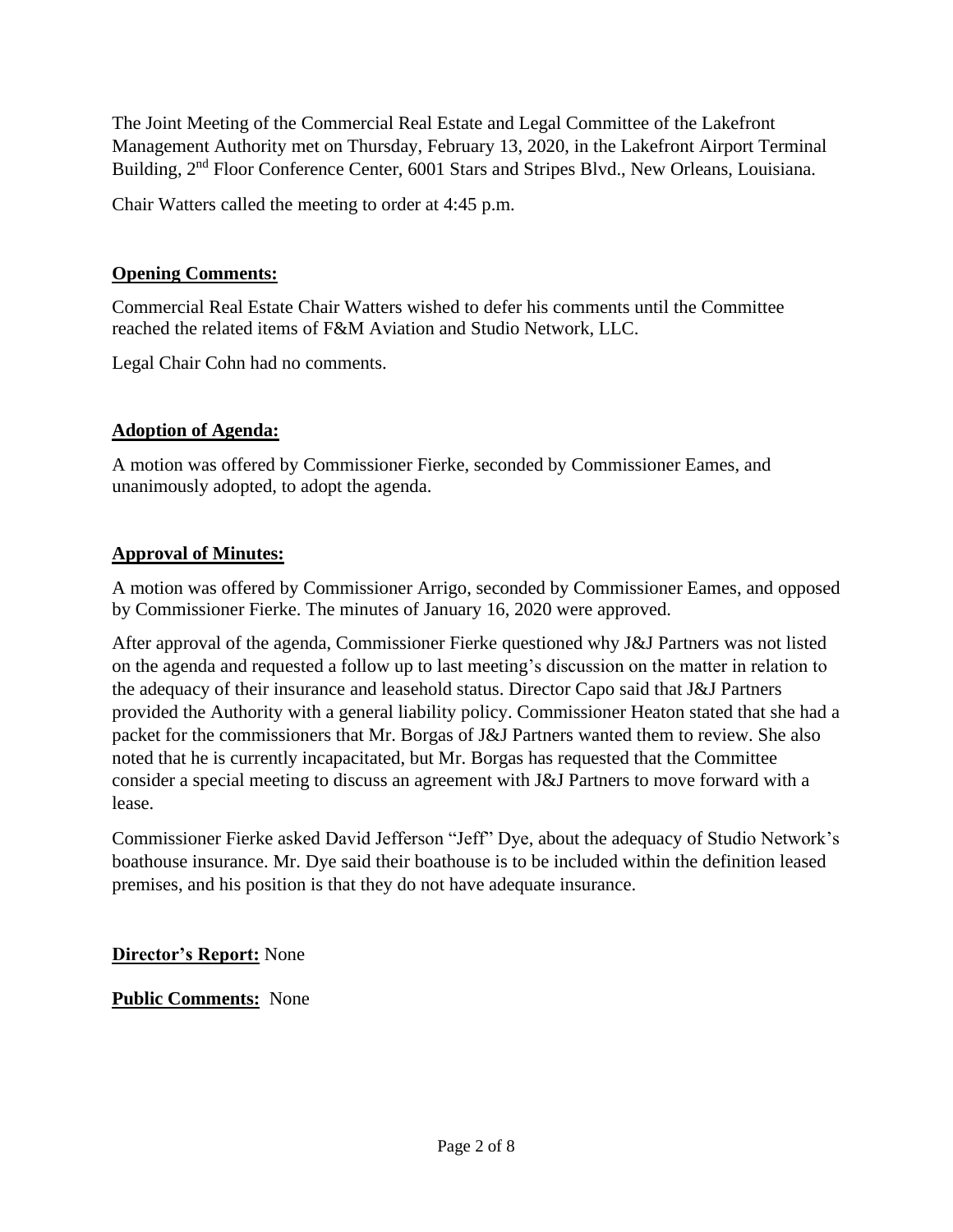The Joint Meeting of the Commercial Real Estate and Legal Committee of the Lakefront Management Authority met on Thursday, February 13, 2020, in the Lakefront Airport Terminal Building, 2nd Floor Conference Center, 6001 Stars and Stripes Blvd., New Orleans, Louisiana.

Chair Watters called the meeting to order at 4:45 p.m.

**Opening Comments:**

Commercial Real Estate Chair Watters wished to defer his comments until the Committee reached the related items of F&M Aviation and Studio Network, LLC.

Legal Chair Cohn had no comments.

**Adoption of Agenda:**

A motion was offered by Commissioner Fierke, seconded by Commissioner Eames, and unanimously adopted, to adopt the agenda.

**Approval of Minutes:**

A motion was offered by Commissioner Arrigo, seconded by Commissioner Eames, and opposed by Commissioner Fierke. The minutes of January 16, 2020 were approved.

After approval of the agenda, Commissioner Fierke questioned why J&J Partners was not listed on the agenda and requested a follow up to last meeting's discussion on the matter in relation to the adequacy of their insurance and leasehold status. Director Capo said that J&J Partners provided the Authority with a general liability policy. Commissioner Heaton stated that she had a packet for the commissioners that Mr. Borgas of J&J Partners wanted them to review. She also noted that he is currently incapacitated, but Mr. Borgas has requested that the Committee consider a special meeting to discuss an agreement with J&J Partners to move forward with a lease.

Commissioner Fierke asked David Jefferson "Jeff" Dye, about the adequacy of Studio Network's boathouse insurance. Mr. Dye said their boathouse is to be included within the definition leased premises, and his position is that they do not have adequate insurance.

**Director's Report:** None

**Public Comments:** None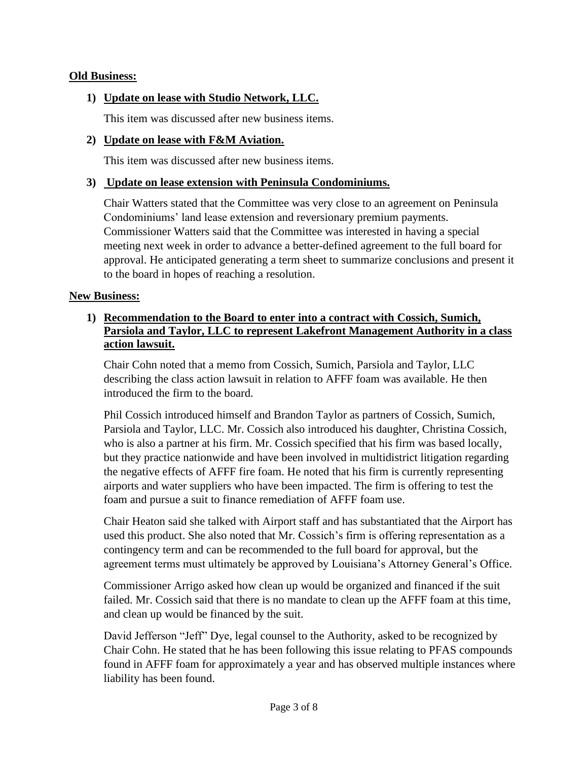**Old Business:**

1) **Update on lease with Studio Network, LLC.**

   This item was discussed after new business items.

2) **Update on lease with F&M Aviation.**

   This item was discussed after new business items.

3) **Update on lease extension with Peninsula Condominiums.**

   Chair Watters stated that the Committee was very close to an agreement on Peninsula Condominiums' land lease extension and reversionary premium payments. Commissioner Watters said that the Committee was interested in having a special meeting next week in order to advance a better-defined agreement to the full board for approval. He anticipated generating a term sheet to summarize conclusions and present it to the board in hopes of reaching a resolution.

**New Business:**

1) **Recommendation to the Board to enter into a contract with Cossich, Sumich, Parsiola and Taylor, LLC to represent Lakefront Management Authority in a class action lawsuit.**

   Chair Cohn noted that a memo from Cossich, Sumich, Parsiola and Taylor, LLC describing the class action lawsuit in relation to AFFF foam was available. He then introduced the firm to the board.

   Phil Cossich introduced himself and Brandon Taylor as partners of Cossich, Sumich, Parsiola and Taylor, LLC. Mr. Cossich also introduced his daughter, Christina Cossich, who is also a partner at his firm. Mr. Cossich specified that his firm was based locally, but they practice nationwide and have been involved in multidistrict litigation regarding the negative effects of AFFF fire foam. He noted that his firm is currently representing airports and water suppliers who have been impacted. The firm is offering to test the foam and pursue a suit to finance remediation of AFFF foam use.

   Chair Heaton said she talked with Airport staff and has substantiated that the Airport has used this product. She also noted that Mr. Cossich's firm is offering representation as a contingency term and can be recommended to the full board for approval, but the agreement terms must ultimately be approved by Louisiana's Attorney General's Office.

   Commissioner Arrigo asked how clean up would be organized and financed if the suit failed. Mr. Cossich said that there is no mandate to clean up the AFFF foam at this time, and clean up would be financed by the suit.

   David Jefferson "Jeff" Dye, legal counsel to the Authority, asked to be recognized by Chair Cohn. He stated that he has been following this issue relating to PFAS compounds found in AFFF foam for approximately a year and has observed multiple instances where liability has been found.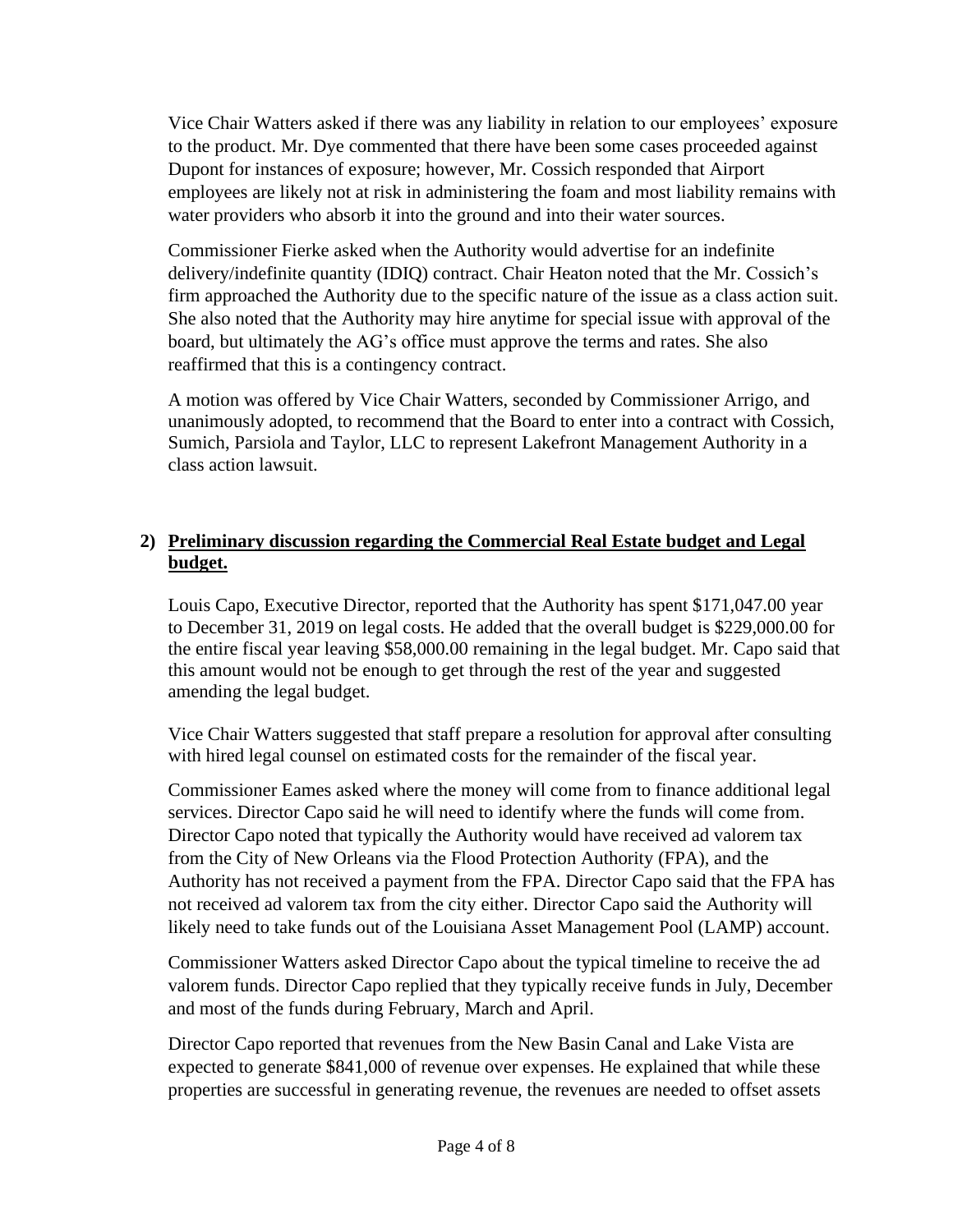Vice Chair Watters asked if there was any liability in relation to our employees' exposure to the product. Mr. Dye commented that there have been some cases proceeded against Dupont for instances of exposure; however, Mr. Cossich responded that Airport employees are likely not at risk in administering the foam and most liability remains with water providers who absorb it into the ground and into their water sources.

Commissioner Fierke asked when the Authority would advertise for an indefinite delivery/indefinite quantity (IDIQ) contract. Chair Heaton noted that the Mr. Cossich's firm approached the Authority due to the specific nature of the issue as a class action suit. She also noted that the Authority may hire anytime for special issue with approval of the board, but ultimately the AG's office must approve the terms and rates. She also reaffirmed that this is a contingency contract.

A motion was offered by Vice Chair Watters, seconded by Commissioner Arrigo, and unanimously adopted, to recommend that the Board to enter into a contract with Cossich, Sumich, Parsiola and Taylor, LLC to represent Lakefront Management Authority in a class action lawsuit.

**2) <u>Preliminary discussion regarding the Commercial Real Estate budget and Legal budget.</u>**

Louis Capo, Executive Director, reported that the Authority has spent $171,047.00 year to December 31, 2019 on legal costs. He added that the overall budget is $229,000.00 for the entire fiscal year leaving $58,000.00 remaining in the legal budget. Mr. Capo said that this amount would not be enough to get through the rest of the year and suggested amending the legal budget.

Vice Chair Watters suggested that staff prepare a resolution for approval after consulting with hired legal counsel on estimated costs for the remainder of the fiscal year.

Commissioner Eames asked where the money will come from to finance additional legal services. Director Capo said he will need to identify where the funds will come from. Director Capo noted that typically the Authority would have received ad valorem tax from the City of New Orleans via the Flood Protection Authority (FPA), and the Authority has not received a payment from the FPA. Director Capo said that the FPA has not received ad valorem tax from the city either. Director Capo said the Authority will likely need to take funds out of the Louisiana Asset Management Pool (LAMP) account.

Commissioner Watters asked Director Capo about the typical timeline to receive the ad valorem funds. Director Capo replied that they typically receive funds in July, December and most of the funds during February, March and April.

Director Capo reported that revenues from the New Basin Canal and Lake Vista are expected to generate $841,000 of revenue over expenses. He explained that while these properties are successful in generating revenue, the revenues are needed to offset assets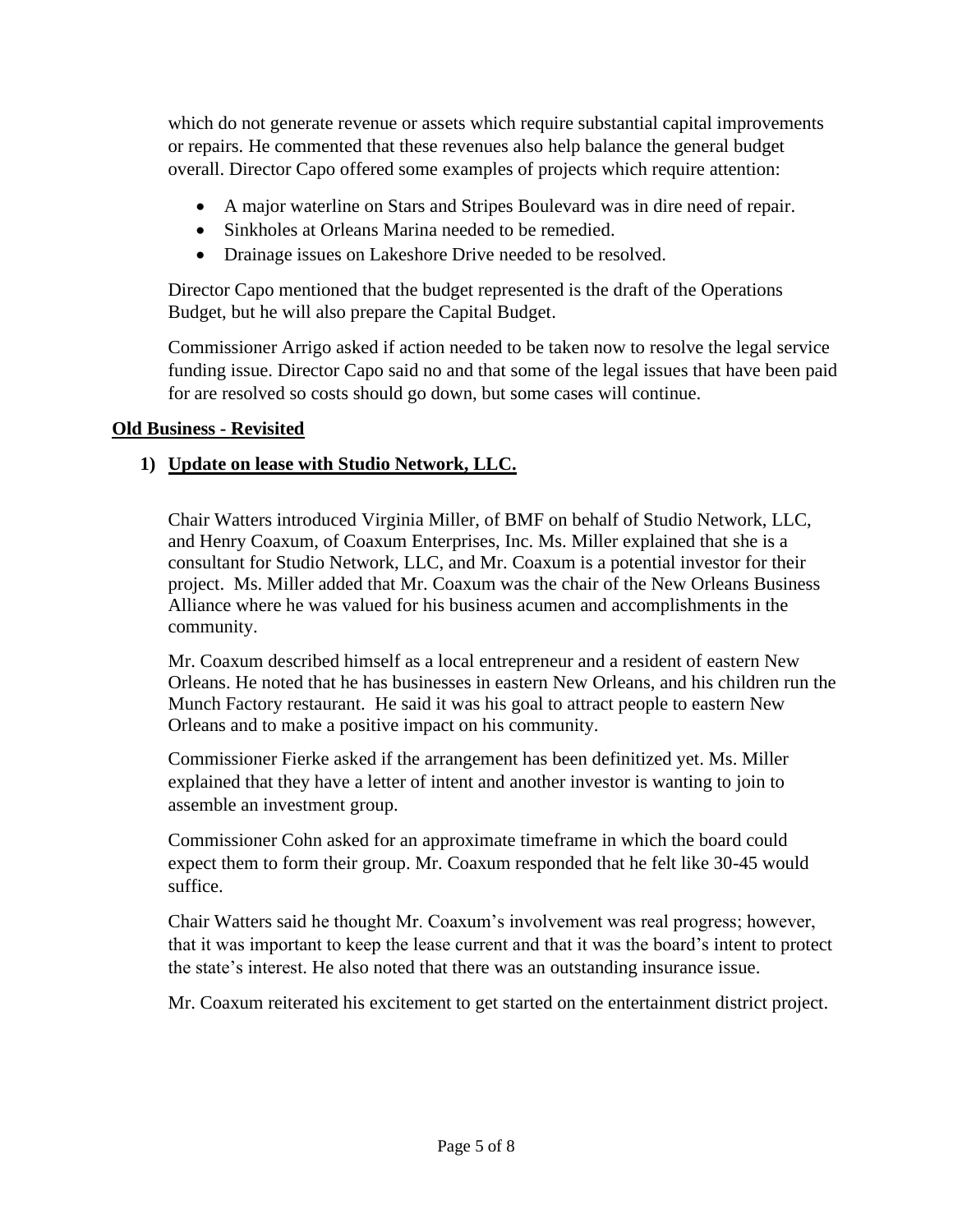which do not generate revenue or assets which require substantial capital improvements or repairs. He commented that these revenues also help balance the general budget overall. Director Capo offered some examples of projects which require attention:

- A major waterline on Stars and Stripes Boulevard was in dire need of repair.
- Sinkholes at Orleans Marina needed to be remedied.
- Drainage issues on Lakeshore Drive needed to be resolved.

Director Capo mentioned that the budget represented is the draft of the Operations Budget, but he will also prepare the Capital Budget.

Commissioner Arrigo asked if action needed to be taken now to resolve the legal service funding issue. Director Capo said no and that some of the legal issues that have been paid for are resolved so costs should go down, but some cases will continue.

**Old Business - Revisited**

**1) Update on lease with Studio Network, LLC.**

Chair Watters introduced Virginia Miller, of BMF on behalf of Studio Network, LLC, and Henry Coaxum, of Coaxum Enterprises, Inc. Ms. Miller explained that she is a consultant for Studio Network, LLC, and Mr. Coaxum is a potential investor for their project. Ms. Miller added that Mr. Coaxum was the chair of the New Orleans Business Alliance where he was valued for his business acumen and accomplishments in the community.

Mr. Coaxum described himself as a local entrepreneur and a resident of eastern New Orleans. He noted that he has businesses in eastern New Orleans, and his children run the Munch Factory restaurant. He said it was his goal to attract people to eastern New Orleans and to make a positive impact on his community.

Commissioner Fierke asked if the arrangement has been definitized yet. Ms. Miller explained that they have a letter of intent and another investor is wanting to join to assemble an investment group.

Commissioner Cohn asked for an approximate timeframe in which the board could expect them to form their group. Mr. Coaxum responded that he felt like 30-45 would suffice.

Chair Watters said he thought Mr. Coaxum's involvement was real progress; however, that it was important to keep the lease current and that it was the board's intent to protect the state's interest. He also noted that there was an outstanding insurance issue.

Mr. Coaxum reiterated his excitement to get started on the entertainment district project.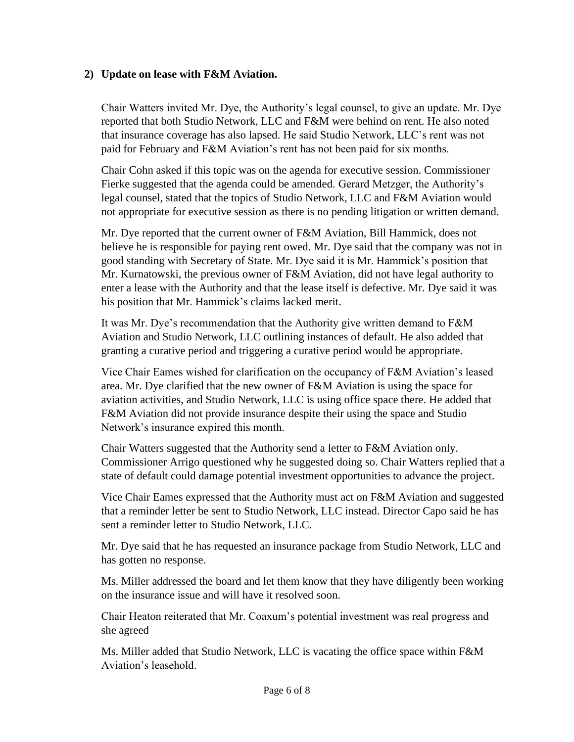**2) Update on lease with F&M Aviation.**

Chair Watters invited Mr. Dye, the Authority's legal counsel, to give an update. Mr. Dye reported that both Studio Network, LLC and F&M were behind on rent. He also noted that insurance coverage has also lapsed. He said Studio Network, LLC's rent was not paid for February and F&M Aviation's rent has not been paid for six months.

Chair Cohn asked if this topic was on the agenda for executive session. Commissioner Fierke suggested that the agenda could be amended. Gerard Metzger, the Authority's legal counsel, stated that the topics of Studio Network, LLC and F&M Aviation would not appropriate for executive session as there is no pending litigation or written demand.

Mr. Dye reported that the current owner of F&M Aviation, Bill Hammick, does not believe he is responsible for paying rent owed. Mr. Dye said that the company was not in good standing with Secretary of State. Mr. Dye said it is Mr. Hammick's position that Mr. Kurnatowski, the previous owner of F&M Aviation, did not have legal authority to enter a lease with the Authority and that the lease itself is defective. Mr. Dye said it was his position that Mr. Hammick's claims lacked merit.

It was Mr. Dye's recommendation that the Authority give written demand to F&M Aviation and Studio Network, LLC outlining instances of default. He also added that granting a curative period and triggering a curative period would be appropriate.

Vice Chair Eames wished for clarification on the occupancy of F&M Aviation's leased area. Mr. Dye clarified that the new owner of F&M Aviation is using the space for aviation activities, and Studio Network, LLC is using office space there. He added that F&M Aviation did not provide insurance despite their using the space and Studio Network's insurance expired this month.

Chair Watters suggested that the Authority send a letter to F&M Aviation only. Commissioner Arrigo questioned why he suggested doing so. Chair Watters replied that a state of default could damage potential investment opportunities to advance the project.

Vice Chair Eames expressed that the Authority must act on F&M Aviation and suggested that a reminder letter be sent to Studio Network, LLC instead. Director Capo said he has sent a reminder letter to Studio Network, LLC.

Mr. Dye said that he has requested an insurance package from Studio Network, LLC and has gotten no response.

Ms. Miller addressed the board and let them know that they have diligently been working on the insurance issue and will have it resolved soon.

Chair Heaton reiterated that Mr. Coaxum's potential investment was real progress and she agreed

Ms. Miller added that Studio Network, LLC is vacating the office space within F&M Aviation's leasehold.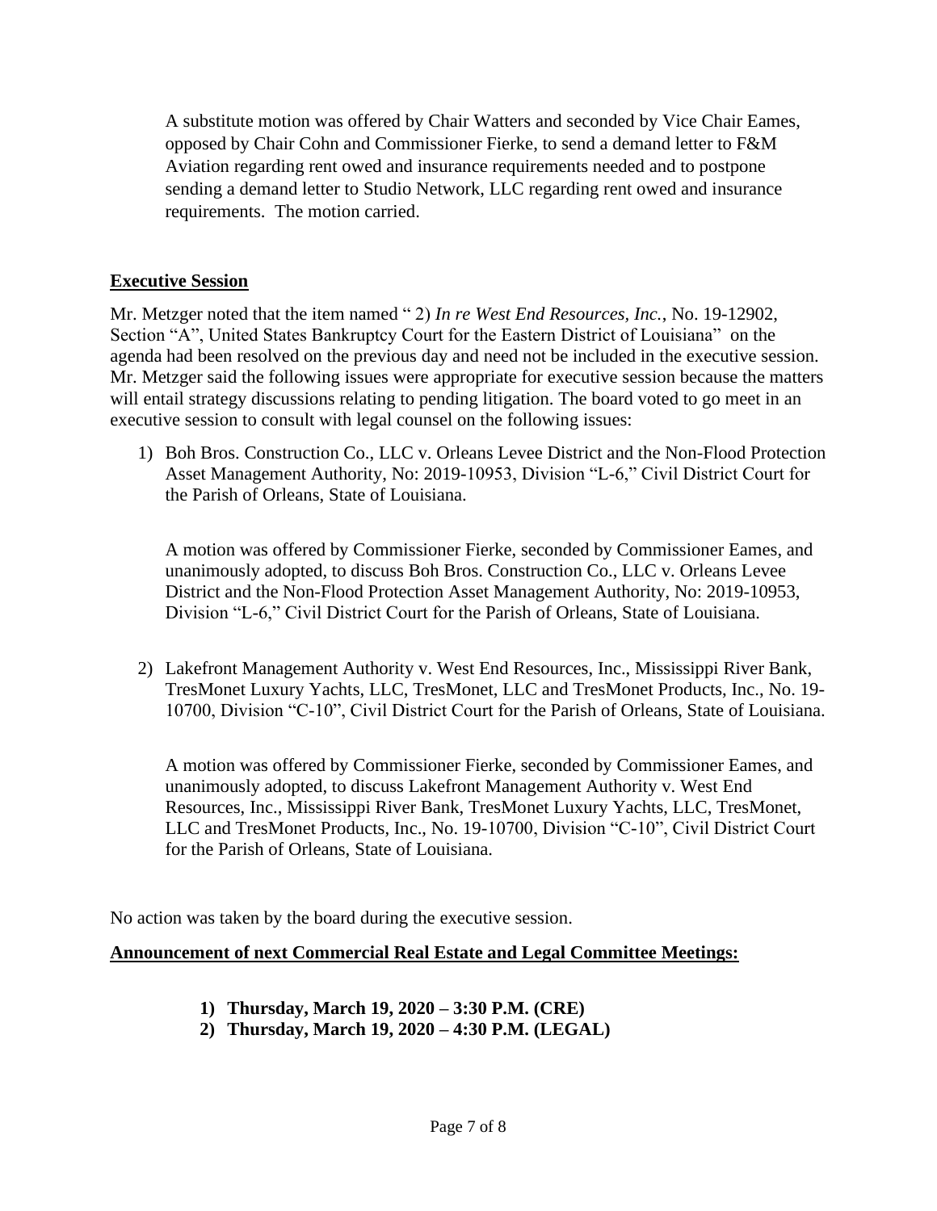A substitute motion was offered by Chair Watters and seconded by Vice Chair Eames, opposed by Chair Cohn and Commissioner Fierke, to send a demand letter to F&M Aviation regarding rent owed and insurance requirements needed and to postpone sending a demand letter to Studio Network, LLC regarding rent owed and insurance requirements. The motion carried.

**Executive Session**

Mr. Metzger noted that the item named " 2) *In re West End Resources, Inc.*, No. 19-12902, Section "A", United States Bankruptcy Court for the Eastern District of Louisiana" on the agenda had been resolved on the previous day and need not be included in the executive session. Mr. Metzger said the following issues were appropriate for executive session because the matters will entail strategy discussions relating to pending litigation. The board voted to go meet in an executive session to consult with legal counsel on the following issues:

1) Boh Bros. Construction Co., LLC v. Orleans Levee District and the Non-Flood Protection Asset Management Authority, No: 2019-10953, Division "L-6," Civil District Court for the Parish of Orleans, State of Louisiana.

   A motion was offered by Commissioner Fierke, seconded by Commissioner Eames, and unanimously adopted, to discuss Boh Bros. Construction Co., LLC v. Orleans Levee District and the Non-Flood Protection Asset Management Authority, No: 2019-10953, Division "L-6," Civil District Court for the Parish of Orleans, State of Louisiana.

2) Lakefront Management Authority v. West End Resources, Inc., Mississippi River Bank, TresMonet Luxury Yachts, LLC, TresMonet, LLC and TresMonet Products, Inc., No. 19-10700, Division "C-10", Civil District Court for the Parish of Orleans, State of Louisiana.

   A motion was offered by Commissioner Fierke, seconded by Commissioner Eames, and unanimously adopted, to discuss Lakefront Management Authority v. West End Resources, Inc., Mississippi River Bank, TresMonet Luxury Yachts, LLC, TresMonet, LLC and TresMonet Products, Inc., No. 19-10700, Division "C-10", Civil District Court for the Parish of Orleans, State of Louisiana.

No action was taken by the board during the executive session.

**Announcement of next Commercial Real Estate and Legal Committee Meetings:**

1) **Thursday, March 19, 2020 – 3:30 P.M. (CRE)**
2) **Thursday, March 19, 2020 – 4:30 P.M. (LEGAL)**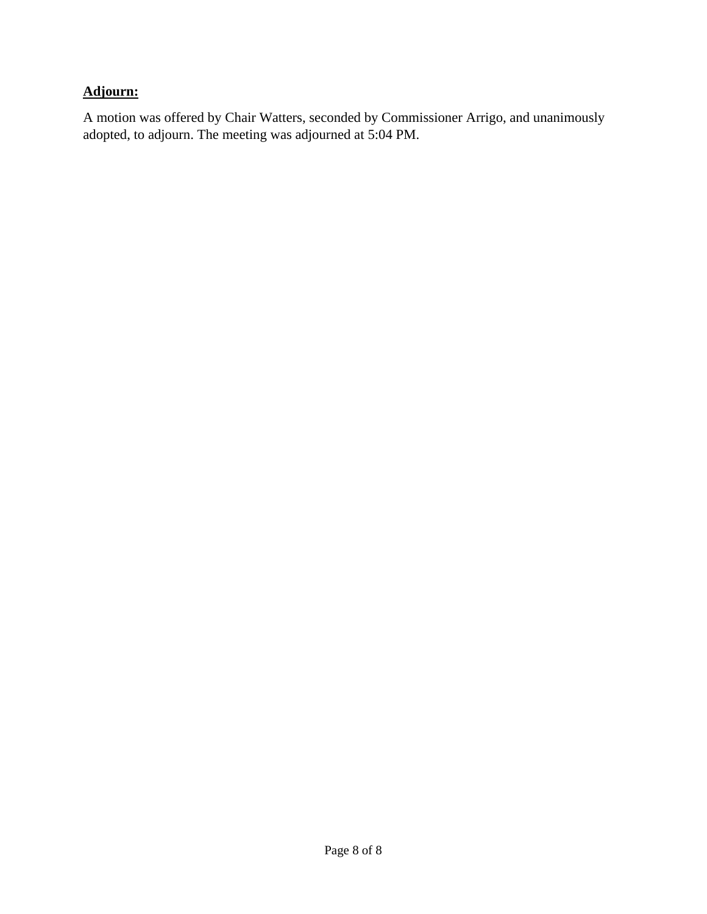**Adjourn:**

A motion was offered by Chair Watters, seconded by Commissioner Arrigo, and unanimously adopted, to adjourn. The meeting was adjourned at 5:04 PM.